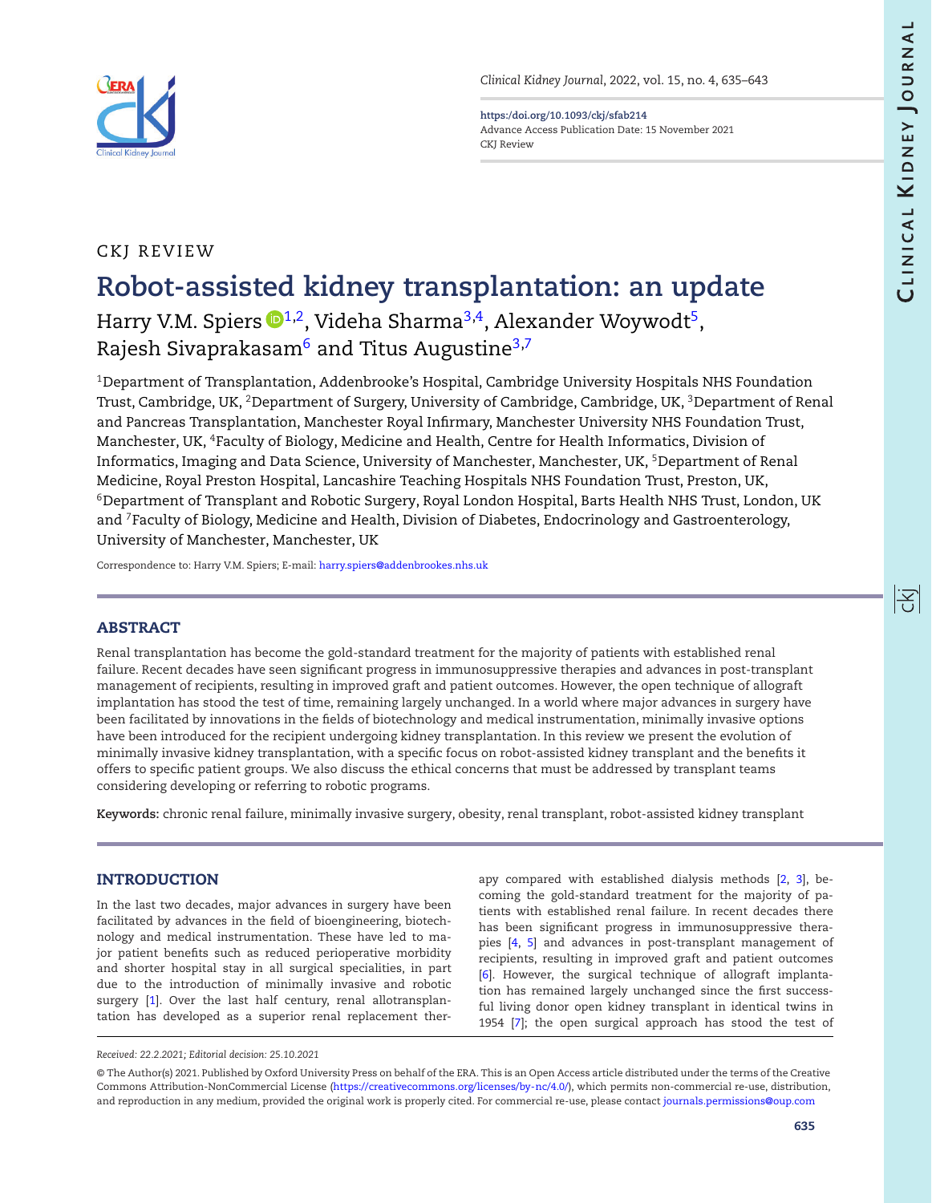CKJ REVIEW

# Robot-assisted kidney transplantation: an update

Harry V.M. Spiers[1,2], Videha Sharma[3,4], Alexander Woywodt[5], Rajesh Sivaprakasam[6] and Titus Augustine[3,7]

[1]Department of Transplantation, Addenbrooke's Hospital, Cambridge University Hospitals NHS Foundation Trust, Cambridge, UK, [2]Department of Surgery, University of Cambridge, Cambridge, UK, [3]Department of Renal and Pancreas Transplantation, Manchester Royal Infirmary, Manchester University NHS Foundation Trust, Manchester, UK, [4]Faculty of Biology, Medicine and Health, Centre for Health Informatics, Division of Informatics, Imaging and Data Science, University of Manchester, Manchester, UK, [5]Department of Renal Medicine, Royal Preston Hospital, Lancashire Teaching Hospitals NHS Foundation Trust, Preston, UK, [6]Department of Transplant and Robotic Surgery, Royal London Hospital, Barts Health NHS Trust, London, UK and [7]Faculty of Biology, Medicine and Health, Division of Diabetes, Endocrinology and Gastroenterology, University of Manchester, Manchester, UK

Correspondence to: Harry V.M. Spiers; E-mail: harry.spiers@addenbrookes.nhs.uk

## ABSTRACT

Renal transplantation has become the gold-standard treatment for the majority of patients with established renal failure. Recent decades have seen significant progress in immunosuppressive therapies and advances in post-transplant management of recipients, resulting in improved graft and patient outcomes. However, the open technique of allograft implantation has stood the test of time, remaining largely unchanged. In a world where major advances in surgery have been facilitated by innovations in the fields of biotechnology and medical instrumentation, minimally invasive options have been introduced for the recipient undergoing kidney transplantation. In this review we present the evolution of minimally invasive kidney transplantation, with a specific focus on robot-assisted kidney transplant and the benefits it offers to specific patient groups. We also discuss the ethical concerns that must be addressed by transplant teams considering developing or referring to robotic programs.

**Keywords:** chronic renal failure, minimally invasive surgery, obesity, renal transplant, robot-assisted kidney transplant

## INTRODUCTION

In the last two decades, major advances in surgery have been facilitated by advances in the field of bioengineering, biotechnology and medical instrumentation. These have led to major patient benefits such as reduced perioperative morbidity and shorter hospital stay in all surgical specialities, in part due to the introduction of minimally invasive and robotic surgery [1]. Over the last half century, renal allotransplantation has developed as a superior renal replacement therapy compared with established dialysis methods [2, 3], becoming the gold-standard treatment for the majority of patients with established renal failure. In recent decades there has been significant progress in immunosuppressive therapies [4, 5] and advances in post-transplant management of recipients, resulting in improved graft and patient outcomes [6]. However, the surgical technique of allograft implantation has remained largely unchanged since the first successful living donor open kidney transplant in identical twins in 1954 [7]; the open surgical approach has stood the test of

*Received: 22.2.2021; Editorial decision: 25.10.2021*

© The Author(s) 2021. Published by Oxford University Press on behalf of the ERA. This is an Open Access article distributed under the terms of the Creative Commons Attribution-NonCommercial License (https://creativecommons.org/licenses/by-nc/4.0/), which permits non-commercial re-use, distribution, and reproduction in any medium, provided the original work is properly cited. For commercial re-use, please contact journals.permissions@oup.com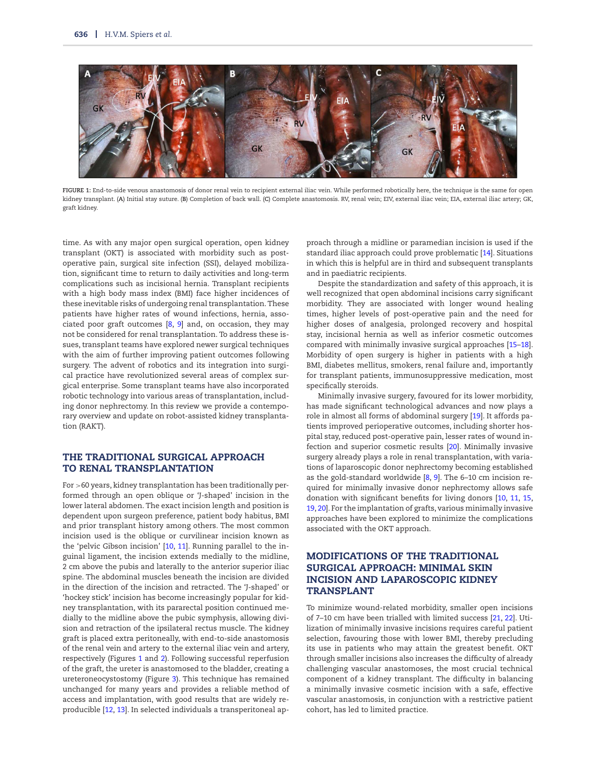FIGURE 1: End-to-side venous anastomosis of donor renal vein to recipient external iliac vein. While performed robotically here, the technique is the same for open kidney transplant. (A) Initial stay suture. (B) Completion of back wall. (C) Complete anastomosis. RV, renal vein; EIV, external iliac vein; EIA, external iliac artery; GK, graft kidney.

time. As with any major open surgical operation, open kidney transplant (OKT) is associated with morbidity such as post-operative pain, surgical site infection (SSI), delayed mobilization, significant time to return to daily activities and long-term complications such as incisional hernia. Transplant recipients with a high body mass index (BMI) face higher incidences of these inevitable risks of undergoing renal transplantation. These patients have higher rates of wound infections, hernia, associated poor graft outcomes [8, 9] and, on occasion, they may not be considered for renal transplantation. To address these issues, transplant teams have explored newer surgical techniques with the aim of further improving patient outcomes following surgery. The advent of robotics and its integration into surgical practice have revolutionized several areas of complex surgical enterprise. Some transplant teams have also incorporated robotic technology into various areas of transplantation, including donor nephrectomy. In this review we provide a contemporary overview and update on robot-assisted kidney transplantation (RAKT).

## THE TRADITIONAL SURGICAL APPROACH TO RENAL TRANSPLANTATION

For >60 years, kidney transplantation has been traditionally performed through an open oblique or 'J-shaped' incision in the lower lateral abdomen. The exact incision length and position is dependent upon surgeon preference, patient body habitus, BMI and prior transplant history among others. The most common incision used is the oblique or curvilinear incision known as the 'pelvic Gibson incision' [10, 11]. Running parallel to the inguinal ligament, the incision extends medially to the midline, 2 cm above the pubis and laterally to the anterior superior iliac spine. The abdominal muscles beneath the incision are divided in the direction of the incision and retracted. The 'J-shaped' or 'hockey stick' incision has become increasingly popular for kidney transplantation, with its pararectal position continued medially to the midline above the pubic symphysis, allowing division and retraction of the ipsilateral rectus muscle. The kidney graft is placed extra peritoneally, with end-to-side anastomosis of the renal vein and artery to the external iliac vein and artery, respectively (Figures 1 and 2). Following successful reperfusion of the graft, the ureter is anastomosed to the bladder, creating a ureteroneocystostomy (Figure 3). This technique has remained unchanged for many years and provides a reliable method of access and implantation, with good results that are widely reproducible [12, 13]. In selected individuals a transperitoneal approach through a midline or paramedian incision is used if the standard iliac approach could prove problematic [14]. Situations in which this is helpful are in third and subsequent transplants and in paediatric recipients.

Despite the standardization and safety of this approach, it is well recognized that open abdominal incisions carry significant morbidity. They are associated with longer wound healing times, higher levels of post-operative pain and the need for higher doses of analgesia, prolonged recovery and hospital stay, incisional hernia as well as inferior cosmetic outcomes compared with minimally invasive surgical approaches [15–18]. Morbidity of open surgery is higher in patients with a high BMI, diabetes mellitus, smokers, renal failure and, importantly for transplant patients, immunosuppressive medication, most specifically steroids.

Minimally invasive surgery, favoured for its lower morbidity, has made significant technological advances and now plays a role in almost all forms of abdominal surgery [19]. It affords patients improved perioperative outcomes, including shorter hospital stay, reduced post-operative pain, lesser rates of wound infection and superior cosmetic results [20]. Minimally invasive surgery already plays a role in renal transplantation, with variations of laparoscopic donor nephrectomy becoming established as the gold-standard worldwide [8, 9]. The 6–10 cm incision required for minimally invasive donor nephrectomy allows safe donation with significant benefits for living donors [10, 11, 15, 19, 20]. For the implantation of grafts, various minimally invasive approaches have been explored to minimize the complications associated with the OKT approach.

## MODIFICATIONS OF THE TRADITIONAL SURGICAL APPROACH: MINIMAL SKIN INCISION AND LAPAROSCOPIC KIDNEY TRANSPLANT

To minimize wound-related morbidity, smaller open incisions of 7–10 cm have been trialled with limited success [21, 22]. Utilization of minimally invasive incisions requires careful patient selection, favouring those with lower BMI, thereby precluding its use in patients who may attain the greatest benefit. OKT through smaller incisions also increases the difficulty of already challenging vascular anastomoses, the most crucial technical component of a kidney transplant. The difficulty in balancing a minimally invasive cosmetic incision with a safe, effective vascular anastomosis, in conjunction with a restrictive patient cohort, has led to limited practice.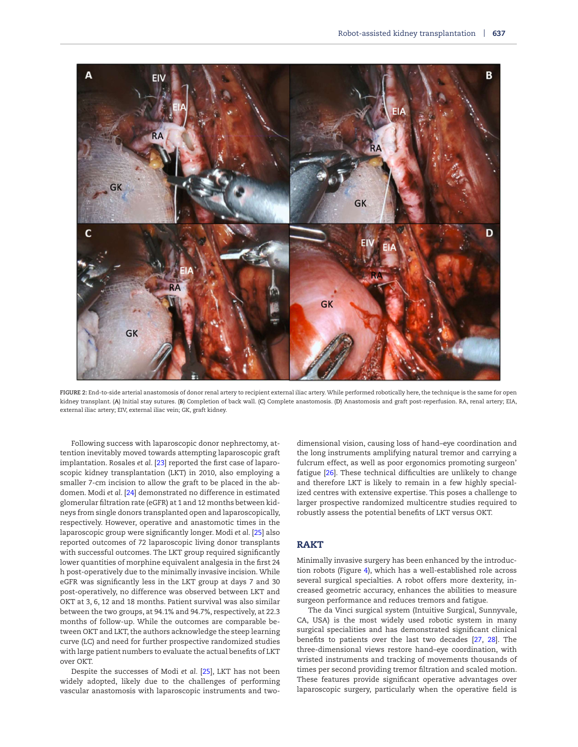FIGURE 2: End-to-side arterial anastomosis of donor renal artery to recipient external iliac artery. While performed robotically here, the technique is the same for open kidney transplant. (A) Initial stay sutures. (B) Completion of back wall. (C) Complete anastomosis. (D) Anastomosis and graft post-reperfusion. RA, renal artery; EIA, external iliac artery; EIV, external iliac vein; GK, graft kidney.

Following success with laparoscopic donor nephrectomy, attention inevitably moved towards attempting laparoscopic graft implantation. Rosales *et al.* [23] reported the first case of laparoscopic kidney transplantation (LKT) in 2010, also employing a smaller 7-cm incision to allow the graft to be placed in the abdomen. Modi *et al.* [24] demonstrated no difference in estimated glomerular filtration rate (eGFR) at 1 and 12 months between kidneys from single donors transplanted open and laparoscopically, respectively. However, operative and anastomotic times in the laparoscopic group were significantly longer. Modi *et al.* [25] also reported outcomes of 72 laparoscopic living donor transplants with successful outcomes. The LKT group required significantly lower quantities of morphine equivalent analgesia in the first 24 h post-operatively due to the minimally invasive incision. While eGFR was significantly less in the LKT group at days 7 and 30 post-operatively, no difference was observed between LKT and OKT at 3, 6, 12 and 18 months. Patient survival was also similar between the two groups, at 94.1% and 94.7%, respectively, at 22.3 months of follow-up. While the outcomes are comparable between OKT and LKT, the authors acknowledge the steep learning curve (LC) and need for further prospective randomized studies with large patient numbers to evaluate the actual benefits of LKT over OKT.

Despite the successes of Modi *et al.* [25], LKT has not been widely adopted, likely due to the challenges of performing vascular anastomosis with laparoscopic instruments and two-dimensional vision, causing loss of hand–eye coordination and the long instruments amplifying natural tremor and carrying a fulcrum effect, as well as poor ergonomics promoting surgeon' fatigue [26]. These technical difficulties are unlikely to change and therefore LKT is likely to remain in a few highly specialized centres with extensive expertise. This poses a challenge to larger prospective randomized multicentre studies required to robustly assess the potential benefits of LKT versus OKT.

## RAKT

Minimally invasive surgery has been enhanced by the introduction robots (Figure 4), which has a well-established role across several surgical specialities. A robot offers more dexterity, increased geometric accuracy, enhances the abilities to measure surgeon performance and reduces tremors and fatigue.

The da Vinci surgical system (Intuitive Surgical, Sunnyvale, CA, USA) is the most widely used robotic system in many surgical specialities and has demonstrated significant clinical benefits to patients over the last two decades [27, 28]. The three-dimensional views restore hand–eye coordination, with wristed instruments and tracking of movements thousands of times per second providing tremor filtration and scaled motion. These features provide significant operative advantages over laparoscopic surgery, particularly when the operative field is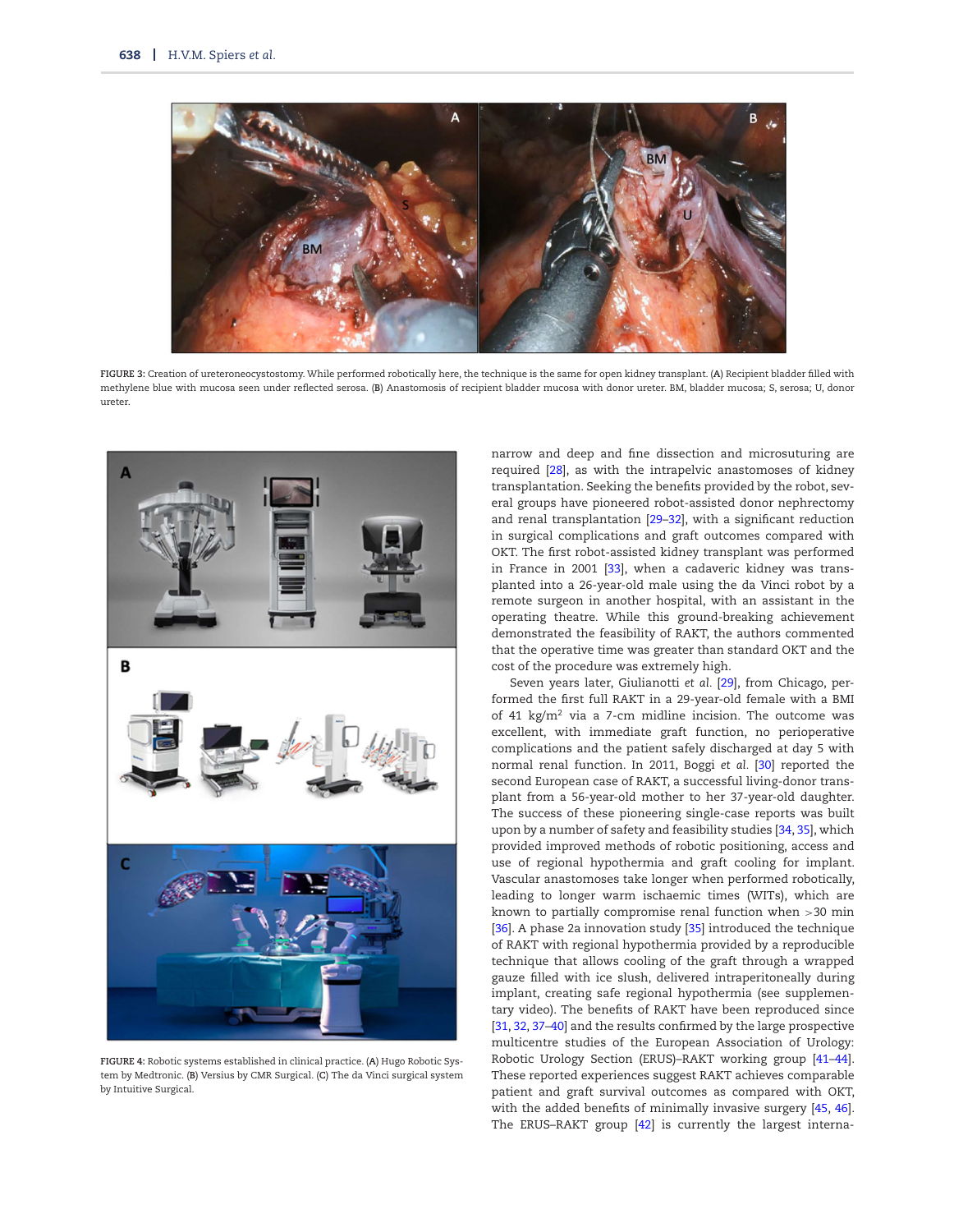FIGURE 3: Creation of ureteroneocystostomy. While performed robotically here, the technique is the same for open kidney transplant. (**A**) Recipient bladder filled with methylene blue with mucosa seen under reflected serosa. (**B**) Anastomosis of recipient bladder mucosa with donor ureter. BM, bladder mucosa; S, serosa; U, donor ureter.

FIGURE 4: Robotic systems established in clinical practice. (**A**) Hugo Robotic System by Medtronic. (**B**) Versius by CMR Surgical. (**C**) The da Vinci surgical system by Intuitive Surgical.

narrow and deep and fine dissection and microsuturing are required [28], as with the intrapelvic anastomoses of kidney transplantation. Seeking the benefits provided by the robot, several groups have pioneered robot-assisted donor nephrectomy and renal transplantation [29–32], with a significant reduction in surgical complications and graft outcomes compared with OKT. The first robot-assisted kidney transplant was performed in France in 2001 [33], when a cadaveric kidney was transplanted into a 26-year-old male using the da Vinci robot by a remote surgeon in another hospital, with an assistant in the operating theatre. While this ground-breaking achievement demonstrated the feasibility of RAKT, the authors commented that the operative time was greater than standard OKT and the cost of the procedure was extremely high.

Seven years later, Giulianotti *et al.* [29], from Chicago, performed the first full RAKT in a 29-year-old female with a BMI of 41 kg/m$^2$ via a 7-cm midline incision. The outcome was excellent, with immediate graft function, no perioperative complications and the patient safely discharged at day 5 with normal renal function. In 2011, Boggi *et al.* [30] reported the second European case of RAKT, a successful living-donor transplant from a 56-year-old mother to her 37-year-old daughter. The success of these pioneering single-case reports was built upon by a number of safety and feasibility studies [34, 35], which provided improved methods of robotic positioning, access and use of regional hypothermia and graft cooling for implant. Vascular anastomoses take longer when performed robotically, leading to longer warm ischaemic times (WITs), which are known to partially compromise renal function when >30 min [36]. A phase 2a innovation study [35] introduced the technique of RAKT with regional hypothermia provided by a reproducible technique that allows cooling of the graft through a wrapped gauze filled with ice slush, delivered intraperitoneally during implant, creating safe regional hypothermia (see supplementary video). The benefits of RAKT have been reproduced since [31, 32, 37–40] and the results confirmed by the large prospective multicentre studies of the European Association of Urology: Robotic Urology Section (ERUS)–RAKT working group [41–44]. These reported experiences suggest RAKT achieves comparable patient and graft survival outcomes as compared with OKT, with the added benefits of minimally invasive surgery [45, 46]. The ERUS–RAKT group [42] is currently the largest interna-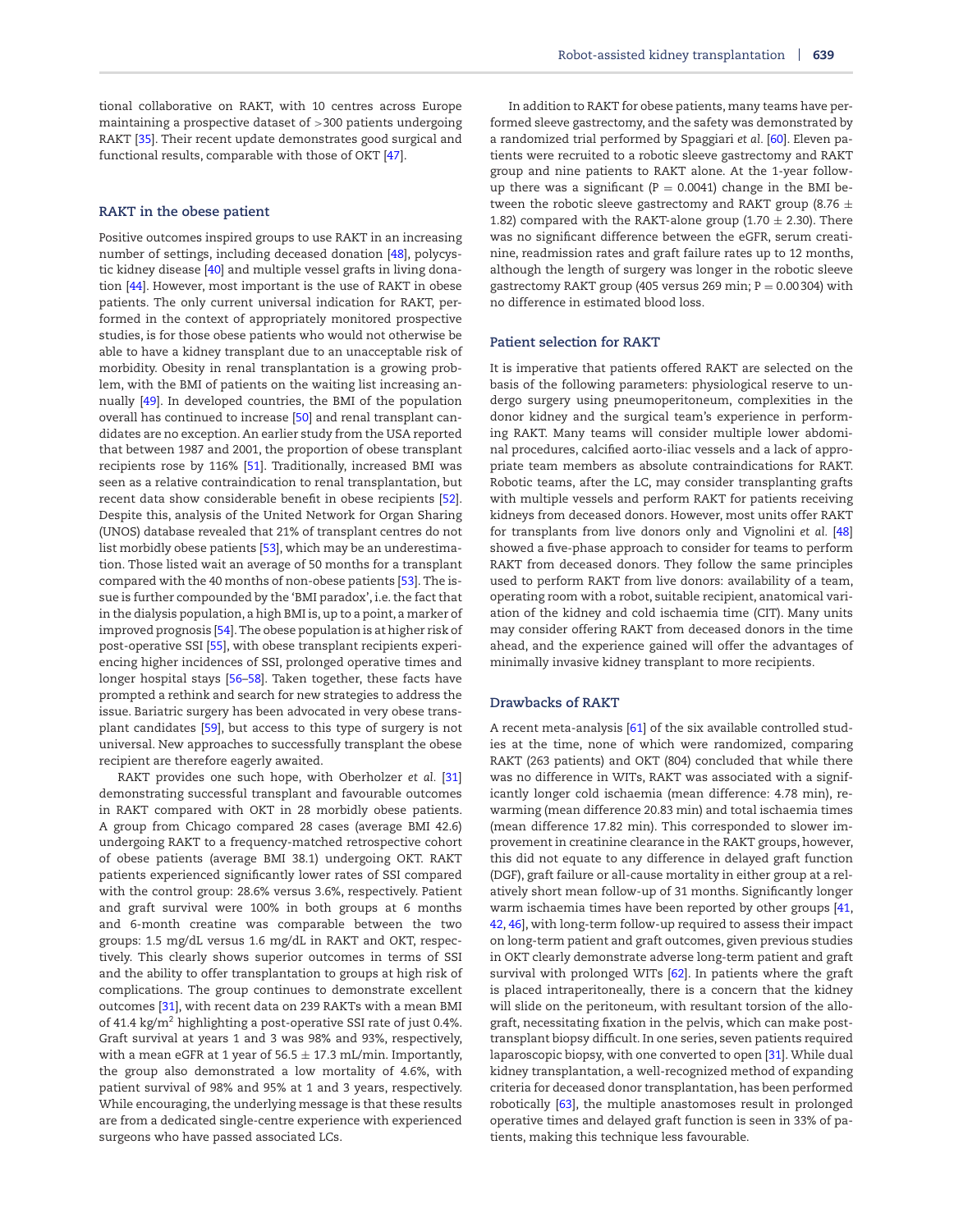tional collaborative on RAKT, with 10 centres across Europe maintaining a prospective dataset of >300 patients undergoing RAKT [35]. Their recent update demonstrates good surgical and functional results, comparable with those of OKT [47].

## RAKT in the obese patient

Positive outcomes inspired groups to use RAKT in an increasing number of settings, including deceased donation [48], polycystic kidney disease [40] and multiple vessel grafts in living donation [44]. However, most important is the use of RAKT in obese patients. The only current universal indication for RAKT, performed in the context of appropriately monitored prospective studies, is for those obese patients who would not otherwise be able to have a kidney transplant due to an unacceptable risk of morbidity. Obesity in renal transplantation is a growing problem, with the BMI of patients on the waiting list increasing annually [49]. In developed countries, the BMI of the population overall has continued to increase [50] and renal transplant candidates are no exception. An earlier study from the USA reported that between 1987 and 2001, the proportion of obese transplant recipients rose by 116% [51]. Traditionally, increased BMI was seen as a relative contraindication to renal transplantation, but recent data show considerable benefit in obese recipients [52]. Despite this, analysis of the United Network for Organ Sharing (UNOS) database revealed that 21% of transplant centres do not list morbidly obese patients [53], which may be an underestimation. Those listed wait an average of 50 months for a transplant compared with the 40 months of non-obese patients [53]. The issue is further compounded by the 'BMI paradox', i.e. the fact that in the dialysis population, a high BMI is, up to a point, a marker of improved prognosis [54]. The obese population is at higher risk of post-operative SSI [55], with obese transplant recipients experiencing higher incidences of SSI, prolonged operative times and longer hospital stays [56–58]. Taken together, these facts have prompted a rethink and search for new strategies to address the issue. Bariatric surgery has been advocated in very obese transplant candidates [59], but access to this type of surgery is not universal. New approaches to successfully transplant the obese recipient are therefore eagerly awaited.

RAKT provides one such hope, with Oberholzer *et al.* [31] demonstrating successful transplant and favourable outcomes in RAKT compared with OKT in 28 morbidly obese patients. A group from Chicago compared 28 cases (average BMI 42.6) undergoing RAKT to a frequency-matched retrospective cohort of obese patients (average BMI 38.1) undergoing OKT. RAKT patients experienced significantly lower rates of SSI compared with the control group: 28.6% versus 3.6%, respectively. Patient and graft survival were 100% in both groups at 6 months and 6-month creatine was comparable between the two groups: 1.5 mg/dL versus 1.6 mg/dL in RAKT and OKT, respectively. This clearly shows superior outcomes in terms of SSI and the ability to offer transplantation to groups at high risk of complications. The group continues to demonstrate excellent outcomes [31], with recent data on 239 RAKTs with a mean BMI of 41.4 kg/m$^2$ highlighting a post-operative SSI rate of just 0.4%. Graft survival at years 1 and 3 was 98% and 93%, respectively, with a mean eGFR at 1 year of 56.5 ± 17.3 mL/min. Importantly, the group also demonstrated a low mortality of 4.6%, with patient survival of 98% and 95% at 1 and 3 years, respectively. While encouraging, the underlying message is that these results are from a dedicated single-centre experience with experienced surgeons who have passed associated LCs.

In addition to RAKT for obese patients, many teams have performed sleeve gastrectomy, and the safety was demonstrated by a randomized trial performed by Spaggiari *et al.* [60]. Eleven patients were recruited to a robotic sleeve gastrectomy and RAKT group and nine patients to RAKT alone. At the 1-year follow-up there was a significant ($P = 0.0041$) change in the BMI between the robotic sleeve gastrectomy and RAKT group (8.76 ± 1.82) compared with the RAKT-alone group (1.70 ± 2.30). There was no significant difference between the eGFR, serum creatinine, readmission rates and graft failure rates up to 12 months, although the length of surgery was longer in the robotic sleeve gastrectomy RAKT group (405 versus 269 min; $P = 0.00304$) with no difference in estimated blood loss.

## Patient selection for RAKT

It is imperative that patients offered RAKT are selected on the basis of the following parameters: physiological reserve to undergo surgery using pneumoperitoneum, complexities in the donor kidney and the surgical team's experience in performing RAKT. Many teams will consider multiple lower abdominal procedures, calcified aorto-iliac vessels and a lack of appropriate team members as absolute contraindications for RAKT. Robotic teams, after the LC, may consider transplanting grafts with multiple vessels and perform RAKT for patients receiving kidneys from deceased donors. However, most units offer RAKT for transplants from live donors only and Vignolini *et al.* [48] showed a five-phase approach to consider for teams to perform RAKT from deceased donors. They follow the same principles used to perform RAKT from live donors: availability of a team, operating room with a robot, suitable recipient, anatomical variation of the kidney and cold ischaemia time (CIT). Many units may consider offering RAKT from deceased donors in the time ahead, and the experience gained will offer the advantages of minimally invasive kidney transplant to more recipients.

## Drawbacks of RAKT

A recent meta-analysis [61] of the six available controlled studies at the time, none of which were randomized, comparing RAKT (263 patients) and OKT (804) concluded that while there was no difference in WITs, RAKT was associated with a significantly longer cold ischaemia (mean difference: 4.78 min), rewarming (mean difference 20.83 min) and total ischaemia times (mean difference 17.82 min). This corresponded to slower improvement in creatinine clearance in the RAKT groups, however, this did not equate to any difference in delayed graft function (DGF), graft failure or all-cause mortality in either group at a relatively short mean follow-up of 31 months. Significantly longer warm ischaemia times have been reported by other groups [41, 42, 46], with long-term follow-up required to assess their impact on long-term patient and graft outcomes, given previous studies in OKT clearly demonstrate adverse long-term patient and graft survival with prolonged WITs [62]. In patients where the graft is placed intraperitoneally, there is a concern that the kidney will slide on the peritoneum, with resultant torsion of the allograft, necessitating fixation in the pelvis, which can make post-transplant biopsy difficult. In one series, seven patients required laparoscopic biopsy, with one converted to open [31]. While dual kidney transplantation, a well-recognized method of expanding criteria for deceased donor transplantation, has been performed robotically [63], the multiple anastomoses result in prolonged operative times and delayed graft function is seen in 33% of patients, making this technique less favourable.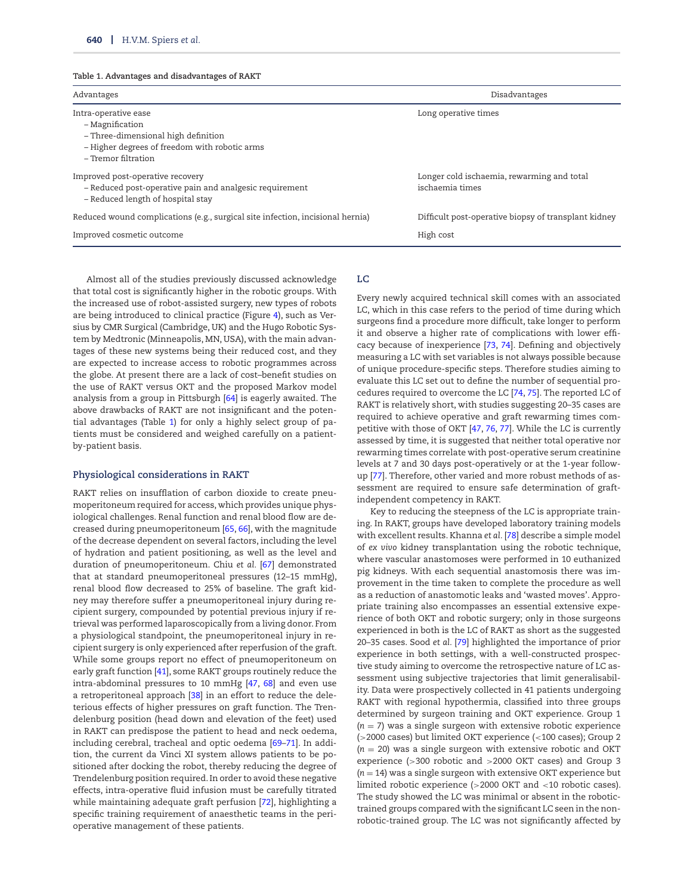**Table 1. Advantages and disadvantages of RAKT**

| Advantages | Disadvantages |
|---|---|
| Intra-operative ease<br>– Magnification<br>– Three-dimensional high definition<br>– Higher degrees of freedom with robotic arms<br>– Tremor filtration | Long operative times |
| Improved post-operative recovery<br>– Reduced post-operative pain and analgesic requirement<br>– Reduced length of hospital stay | Longer cold ischaemia, rewarming and total ischaemia times |
| Reduced wound complications (e.g., surgical site infection, incisional hernia) | Difficult post-operative biopsy of transplant kidney |
| Improved cosmetic outcome | High cost |

Almost all of the studies previously discussed acknowledge that total cost is significantly higher in the robotic groups. With the increased use of robot-assisted surgery, new types of robots are being introduced to clinical practice (Figure 4), such as Versius by CMR Surgical (Cambridge, UK) and the Hugo Robotic System by Medtronic (Minneapolis, MN, USA), with the main advantages of these new systems being their reduced cost, and they are expected to increase access to robotic programmes across the globe. At present there are a lack of cost–benefit studies on the use of RAKT versus OKT and the proposed Markov model analysis from a group in Pittsburgh [64] is eagerly awaited. The above drawbacks of RAKT are not insignificant and the potential advantages (Table 1) for only a highly select group of patients must be considered and weighed carefully on a patient-by-patient basis.

## Physiological considerations in RAKT

RAKT relies on insufflation of carbon dioxide to create pneumoperitoneum required for access, which provides unique physiological challenges. Renal function and renal blood flow are decreased during pneumoperitoneum [65, 66], with the magnitude of the decrease dependent on several factors, including the level of hydration and patient positioning, as well as the level and duration of pneumoperitoneum. Chiu *et al.* [67] demonstrated that at standard pneumoperitoneal pressures (12–15 mmHg), renal blood flow decreased to 25% of baseline. The graft kidney may therefore suffer a pneumoperitoneal injury during recipient surgery, compounded by potential previous injury if retrieval was performed laparoscopically from a living donor. From a physiological standpoint, the pneumoperitoneal injury in recipient surgery is only experienced after reperfusion of the graft. While some groups report no effect of pneumoperitoneum on early graft function [41], some RAKT groups routinely reduce the intra-abdominal pressures to 10 mmHg [47, 68] and even use a retroperitoneal approach [38] in an effort to reduce the deleterious effects of higher pressures on graft function. The Trendelenburg position (head down and elevation of the feet) used in RAKT can predispose the patient to head and neck oedema, including cerebral, tracheal and optic oedema [69–71]. In addition, the current da Vinci XI system allows patients to be positioned after docking the robot, thereby reducing the degree of Trendelenburg position required. In order to avoid these negative effects, intra-operative fluid infusion must be carefully titrated while maintaining adequate graft perfusion [72], highlighting a specific training requirement of anaesthetic teams in the peri-operative management of these patients.

## LC

Every newly acquired technical skill comes with an associated LC, which in this case refers to the period of time during which surgeons find a procedure more difficult, take longer to perform it and observe a higher rate of complications with lower efficacy because of inexperience [73, 74]. Defining and objectively measuring a LC with set variables is not always possible because of unique procedure-specific steps. Therefore studies aiming to evaluate this LC set out to define the number of sequential procedures required to overcome the LC [74, 75]. The reported LC of RAKT is relatively short, with studies suggesting 20–35 cases are required to achieve operative and graft rewarming times competitive with those of OKT [47, 76, 77]. While the LC is currently assessed by time, it is suggested that neither total operative nor rewarming times correlate with post-operative serum creatinine levels at 7 and 30 days post-operatively or at the 1-year follow-up [77]. Therefore, other varied and more robust methods of assessment are required to ensure safe determination of graft-independent competency in RAKT.

Key to reducing the steepness of the LC is appropriate training. In RAKT, groups have developed laboratory training models with excellent results. Khanna *et al.* [78] describe a simple model of *ex vivo* kidney transplantation using the robotic technique, where vascular anastomoses were performed in 10 euthanized pig kidneys. With each sequential anastomosis there was improvement in the time taken to complete the procedure as well as a reduction of anastomotic leaks and 'wasted moves'. Appropriate training also encompasses an essential extensive experience of both OKT and robotic surgery; only in those surgeons experienced in both is the LC of RAKT as short as the suggested 20–35 cases. Sood *et al.* [79] highlighted the importance of prior experience in both settings, with a well-constructed prospective study aiming to overcome the retrospective nature of LC assessment using subjective trajectories that limit generalisability. Data were prospectively collected in 41 patients undergoing RAKT with regional hypothermia, classified into three groups determined by surgeon training and OKT experience. Group 1 ($n = 7$) was a single surgeon with extensive robotic experience (>2000 cases) but limited OKT experience (<100 cases); Group 2 ($n = 20$) was a single surgeon with extensive robotic and OKT experience (>300 robotic and >2000 OKT cases) and Group 3 ($n = 14$) was a single surgeon with extensive OKT experience but limited robotic experience (>2000 OKT and <10 robotic cases). The study showed the LC was minimal or absent in the robotic-trained groups compared with the significant LC seen in the non-robotic-trained group. The LC was not significantly affected by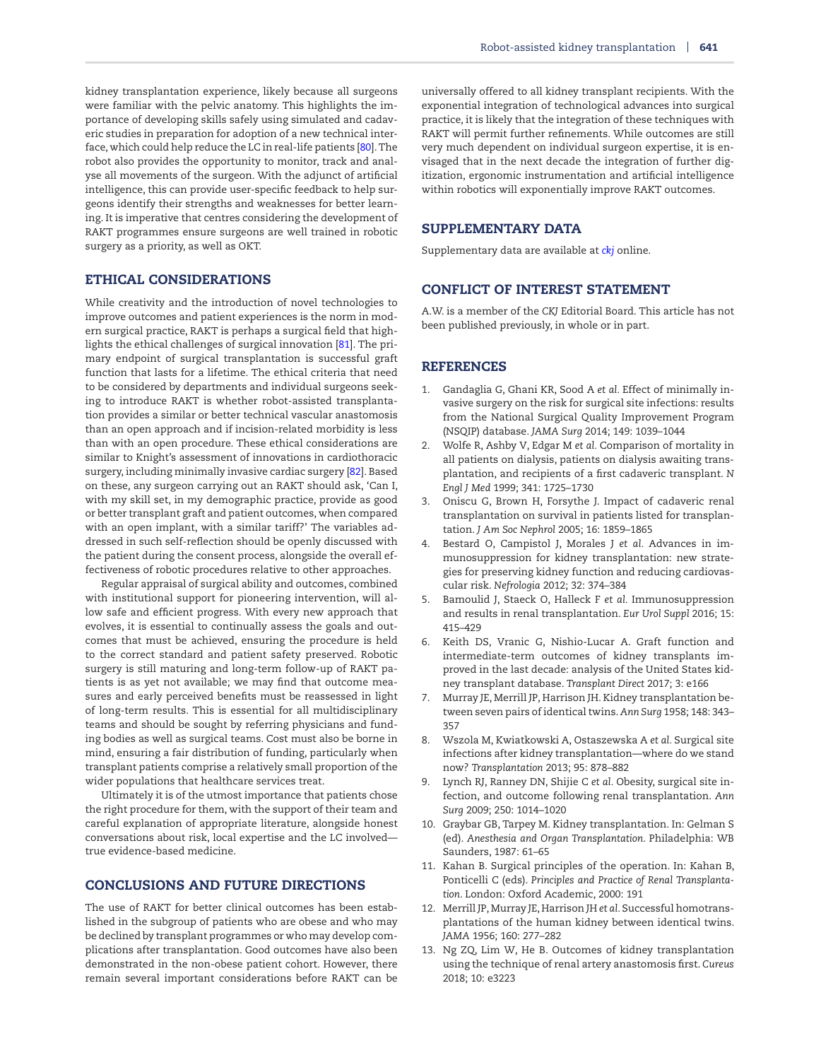kidney transplantation experience, likely because all surgeons were familiar with the pelvic anatomy. This highlights the importance of developing skills safely using simulated and cadaveric studies in preparation for adoption of a new technical interface, which could help reduce the LC in real-life patients [80]. The robot also provides the opportunity to monitor, track and analyse all movements of the surgeon. With the adjunct of artificial intelligence, this can provide user-specific feedback to help surgeons identify their strengths and weaknesses for better learning. It is imperative that centres considering the development of RAKT programmes ensure surgeons are well trained in robotic surgery as a priority, as well as OKT.

## ETHICAL CONSIDERATIONS

While creativity and the introduction of novel technologies to improve outcomes and patient experiences is the norm in modern surgical practice, RAKT is perhaps a surgical field that highlights the ethical challenges of surgical innovation [81]. The primary endpoint of surgical transplantation is successful graft function that lasts for a lifetime. The ethical criteria that need to be considered by departments and individual surgeons seeking to introduce RAKT is whether robot-assisted transplantation provides a similar or better technical vascular anastomosis than an open approach and if incision-related morbidity is less than with an open procedure. These ethical considerations are similar to Knight's assessment of innovations in cardiothoracic surgery, including minimally invasive cardiac surgery [82]. Based on these, any surgeon carrying out an RAKT should ask, 'Can I, with my skill set, in my demographic practice, provide as good or better transplant graft and patient outcomes, when compared with an open implant, with a similar tariff?' The variables addressed in such self-reflection should be openly discussed with the patient during the consent process, alongside the overall effectiveness of robotic procedures relative to other approaches.

Regular appraisal of surgical ability and outcomes, combined with institutional support for pioneering intervention, will allow safe and efficient progress. With every new approach that evolves, it is essential to continually assess the goals and outcomes that must be achieved, ensuring the procedure is held to the correct standard and patient safety preserved. Robotic surgery is still maturing and long-term follow-up of RAKT patients is as yet not available; we may find that outcome measures and early perceived benefits must be reassessed in light of long-term results. This is essential for all multidisciplinary teams and should be sought by referring physicians and funding bodies as well as surgical teams. Cost must also be borne in mind, ensuring a fair distribution of funding, particularly when transplant patients comprise a relatively small proportion of the wider populations that healthcare services treat.

Ultimately it is of the utmost importance that patients chose the right procedure for them, with the support of their team and careful explanation of appropriate literature, alongside honest conversations about risk, local expertise and the LC involved—true evidence-based medicine.

## CONCLUSIONS AND FUTURE DIRECTIONS

The use of RAKT for better clinical outcomes has been established in the subgroup of patients who are obese and who may be declined by transplant programmes or who may develop complications after transplantation. Good outcomes have also been demonstrated in the non-obese patient cohort. However, there remain several important considerations before RAKT can be universally offered to all kidney transplant recipients. With the exponential integration of technological advances into surgical practice, it is likely that the integration of these techniques with RAKT will permit further refinements. While outcomes are still very much dependent on individual surgeon expertise, it is envisaged that in the next decade the integration of further digitization, ergonomic instrumentation and artificial intelligence within robotics will exponentially improve RAKT outcomes.

## SUPPLEMENTARY DATA

Supplementary data are available at *ckj* online.

## CONFLICT OF INTEREST STATEMENT

A.W. is a member of the *CKJ* Editorial Board. This article has not been published previously, in whole or in part.

## REFERENCES

1. Gandaglia G, Ghani KR, Sood A *et al.* Effect of minimally invasive surgery on the risk for surgical site infections: results from the National Surgical Quality Improvement Program (NSQIP) database. *JAMA Surg* 2014; 149: 1039–1044
2. Wolfe R, Ashby V, Edgar M *et al.* Comparison of mortality in all patients on dialysis, patients on dialysis awaiting transplantation, and recipients of a first cadaveric transplant. *N Engl J Med* 1999; 341: 1725–1730
3. Oniscu G, Brown H, Forsythe J. Impact of cadaveric renal transplantation on survival in patients listed for transplantation. *J Am Soc Nephrol* 2005; 16: 1859–1865
4. Bestard O, Campistol J, Morales J *et al.* Advances in immunosuppression for kidney transplantation: new strategies for preserving kidney function and reducing cardiovascular risk. *Nefrologia* 2012; 32: 374–384
5. Bamoulid J, Staeck O, Halleck F *et al.* Immunosuppression and results in renal transplantation. *Eur Urol Suppl* 2016; 15: 415–429
6. Keith DS, Vranic G, Nishio-Lucar A. Graft function and intermediate-term outcomes of kidney transplants improved in the last decade: analysis of the United States kidney transplant database. *Transplant Direct* 2017; 3: e166
7. Murray JE, Merrill JP, Harrison JH. Kidney transplantation between seven pairs of identical twins. *Ann Surg* 1958; 148: 343–357
8. Wszola M, Kwiatkowski A, Ostaszewska A *et al.* Surgical site infections after kidney transplantation—where do we stand now? *Transplantation* 2013; 95: 878–882
9. Lynch RJ, Ranney DN, Shijie C *et al.* Obesity, surgical site infection, and outcome following renal transplantation. *Ann Surg* 2009; 250: 1014–1020
10. Graybar GB, Tarpey M. Kidney transplantation. In: Gelman S (ed). *Anesthesia and Organ Transplantation*. Philadelphia: WB Saunders, 1987: 61–65
11. Kahan B. Surgical principles of the operation. In: Kahan B, Ponticelli C (eds). *Principles and Practice of Renal Transplantation*. London: Oxford Academic, 2000: 191
12. Merrill JP, Murray JE, Harrison JH *et al.* Successful homotransplantations of the human kidney between identical twins. *JAMA* 1956; 160: 277–282
13. Ng ZQ, Lim W, He B. Outcomes of kidney transplantation using the technique of renal artery anastomosis first. *Cureus* 2018; 10: e3223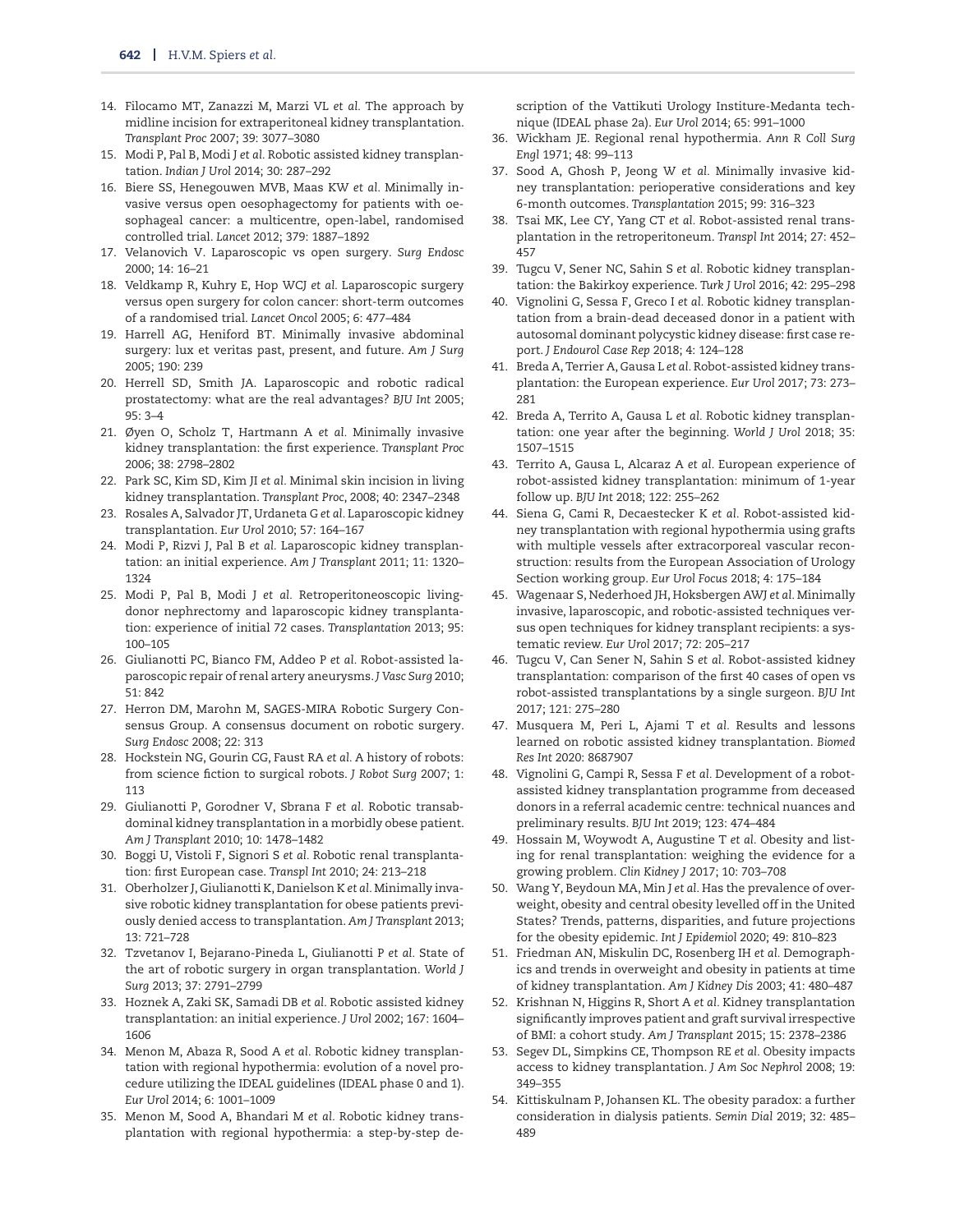14. Filocamo MT, Zanazzi M, Marzi VL *et al.* The approach by midline incision for extraperitoneal kidney transplantation. *Transplant Proc* 2007; 39: 3077–3080
15. Modi P, Pal B, Modi J *et al.* Robotic assisted kidney transplantation. *Indian J Urol* 2014; 30: 287–292
16. Biere SS, Henegouwen MVB, Maas KW *et al.* Minimally invasive versus open oesophagectomy for patients with oesophageal cancer: a multicentre, open-label, randomised controlled trial. *Lancet* 2012; 379: 1887–1892
17. Velanovich V. Laparoscopic vs open surgery. *Surg Endosc* 2000; 14: 16–21
18. Veldkamp R, Kuhry E, Hop WCJ *et al.* Laparoscopic surgery versus open surgery for colon cancer: short-term outcomes of a randomised trial. *Lancet Oncol* 2005; 6: 477–484
19. Harrell AG, Heniford BT. Minimally invasive abdominal surgery: lux et veritas past, present, and future. *Am J Surg* 2005; 190: 239
20. Herrell SD, Smith JA. Laparoscopic and robotic radical prostatectomy: what are the real advantages? *BJU Int* 2005; 95: 3–4
21. Øyen O, Scholz T, Hartmann A *et al.* Minimally invasive kidney transplantation: the first experience. *Transplant Proc* 2006; 38: 2798–2802
22. Park SC, Kim SD, Kim JI *et al.* Minimal skin incision in living kidney transplantation. *Transplant Proc*, 2008; 40: 2347–2348
23. Rosales A, Salvador JT, Urdaneta G *et al.* Laparoscopic kidney transplantation. *Eur Urol* 2010; 57: 164–167
24. Modi P, Rizvi J, Pal B *et al.* Laparoscopic kidney transplantation: an initial experience. *Am J Transplant* 2011; 11: 1320–1324
25. Modi P, Pal B, Modi J *et al.* Retroperitoneoscopic living-donor nephrectomy and laparoscopic kidney transplantation: experience of initial 72 cases. *Transplantation* 2013; 95: 100–105
26. Giulianotti PC, Bianco FM, Addeo P *et al.* Robot-assisted laparoscopic repair of renal artery aneurysms. *J Vasc Surg* 2010; 51: 842
27. Herron DM, Marohn M, SAGES-MIRA Robotic Surgery Consensus Group. A consensus document on robotic surgery. *Surg Endosc* 2008; 22: 313
28. Hockstein NG, Gourin CG, Faust RA *et al.* A history of robots: from science fiction to surgical robots. *J Robot Surg* 2007; 1: 113
29. Giulianotti P, Gorodner V, Sbrana F *et al.* Robotic transabdominal kidney transplantation in a morbidly obese patient. *Am J Transplant* 2010; 10: 1478–1482
30. Boggi U, Vistoli F, Signori S *et al.* Robotic renal transplantation: first European case. *Transpl Int* 2010; 24: 213–218
31. Oberholzer J, Giulianotti K, Danielson K *et al.* Minimally invasive robotic kidney transplantation for obese patients previously denied access to transplantation. *Am J Transplant* 2013; 13: 721–728
32. Tzvetanov I, Bejarano-Pineda L, Giulianotti P *et al.* State of the art of robotic surgery in organ transplantation. *World J Surg* 2013; 37: 2791–2799
33. Hoznek A, Zaki SK, Samadi DB *et al.* Robotic assisted kidney transplantation: an initial experience. *J Urol* 2002; 167: 1604–1606
34. Menon M, Abaza R, Sood A *et al.* Robotic kidney transplantation with regional hypothermia: evolution of a novel procedure utilizing the IDEAL guidelines (IDEAL phase 0 and 1). *Eur Urol* 2014; 6: 1001–1009
35. Menon M, Sood A, Bhandari M *et al.* Robotic kidney transplantation with regional hypothermia: a step-by-step description of the Vattikuti Urology Institure-Medanta technique (IDEAL phase 2a). *Eur Urol* 2014; 65: 991–1000
36. Wickham JE. Regional renal hypothermia. *Ann R Coll Surg Engl* 1971; 48: 99–113
37. Sood A, Ghosh P, Jeong W *et al.* Minimally invasive kidney transplantation: perioperative considerations and key 6-month outcomes. *Transplantation* 2015; 99: 316–323
38. Tsai MK, Lee CY, Yang CT *et al.* Robot-assisted renal transplantation in the retroperitoneum. *Transpl Int* 2014; 27: 452–457
39. Tugcu V, Sener NC, Sahin S *et al.* Robotic kidney transplantation: the Bakirkoy experience. *Turk J Urol* 2016; 42: 295–298
40. Vignolini G, Sessa F, Greco I *et al.* Robotic kidney transplantation from a brain-dead deceased donor in a patient with autosomal dominant polycystic kidney disease: first case report. *J Endourol Case Rep* 2018; 4: 124–128
41. Breda A, Terrier A, Gausa L *et al.* Robot-assisted kidney transplantation: the European experience. *Eur Urol* 2017; 73: 273–281
42. Breda A, Territo A, Gausa L *et al.* Robotic kidney transplantation: one year after the beginning. *World J Urol* 2018; 35: 1507–1515
43. Territo A, Gausa L, Alcaraz A *et al.* European experience of robot-assisted kidney transplantation: minimum of 1-year follow up. *BJU Int* 2018; 122: 255–262
44. Siena G, Cami R, Decaestecker K *et al.* Robot-assisted kidney transplantation with regional hypothermia using grafts with multiple vessels after extracorporeal vascular reconstruction: results from the European Association of Urology Section working group. *Eur Urol Focus* 2018; 4: 175–184
45. Wagenaar S, Nederhoed JH, Hoksbergen AWJ *et al.* Minimally invasive, laparoscopic, and robotic-assisted techniques versus open techniques for kidney transplant recipients: a systematic review. *Eur Urol* 2017; 72: 205–217
46. Tugcu V, Can Sener N, Sahin S *et al.* Robot-assisted kidney transplantation: comparison of the first 40 cases of open vs robot-assisted transplantations by a single surgeon. *BJU Int* 2017; 121: 275–280
47. Musquera M, Peri L, Ajami T *et al.* Results and lessons learned on robotic assisted kidney transplantation. *Biomed Res Int* 2020: 8687907
48. Vignolini G, Campi R, Sessa F *et al.* Development of a robot-assisted kidney transplantation programme from deceased donors in a referral academic centre: technical nuances and preliminary results. *BJU Int* 2019; 123: 474–484
49. Hossain M, Woywodt A, Augustine T *et al.* Obesity and listing for renal transplantation: weighing the evidence for a growing problem. *Clin Kidney J* 2017; 10: 703–708
50. Wang Y, Beydoun MA, Min J *et al.* Has the prevalence of overweight, obesity and central obesity levelled off in the United States? Trends, patterns, disparities, and future projections for the obesity epidemic. *Int J Epidemiol* 2020; 49: 810–823
51. Friedman AN, Miskulin DC, Rosenberg IH *et al.* Demographics and trends in overweight and obesity in patients at time of kidney transplantation. *Am J Kidney Dis* 2003; 41: 480–487
52. Krishnan N, Higgins R, Short A *et al.* Kidney transplantation significantly improves patient and graft survival irrespective of BMI: a cohort study. *Am J Transplant* 2015; 15: 2378–2386
53. Segev DL, Simpkins CE, Thompson RE *et al.* Obesity impacts access to kidney transplantation. *J Am Soc Nephrol* 2008; 19: 349–355
54. Kittiskulnam P, Johansen KL. The obesity paradox: a further consideration in dialysis patients. *Semin Dial* 2019; 32: 485–489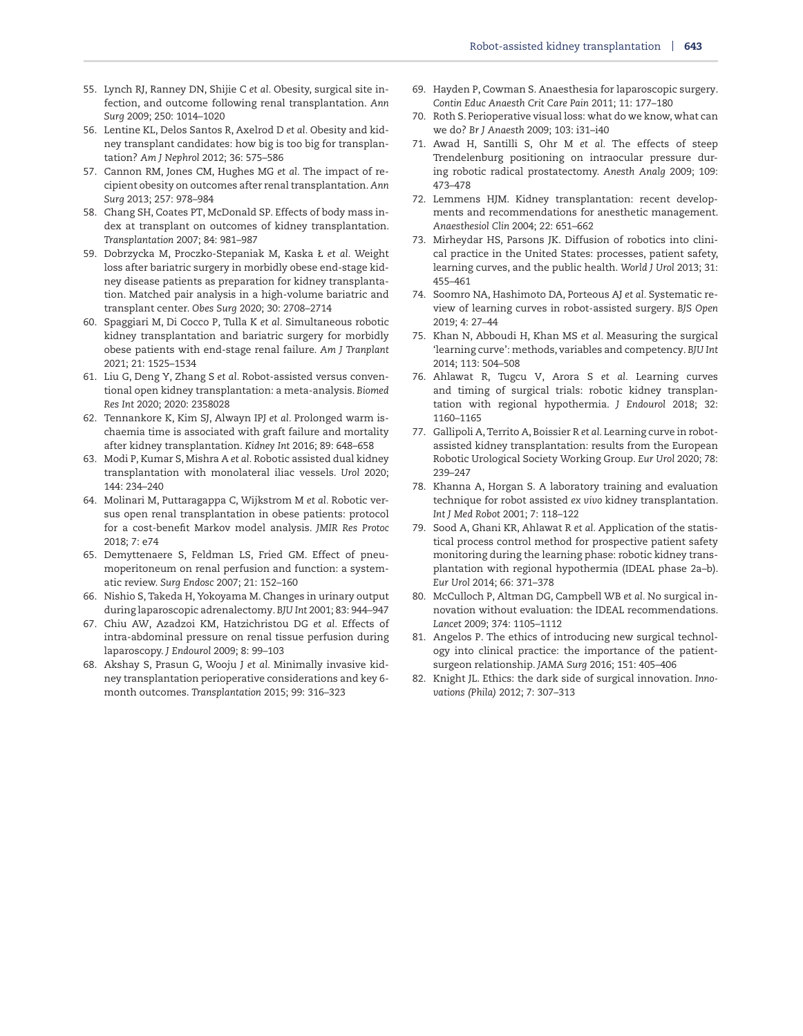55. Lynch RJ, Ranney DN, Shijie C *et al*. Obesity, surgical site infection, and outcome following renal transplantation. *Ann Surg* 2009; 250: 1014–1020
56. Lentine KL, Delos Santos R, Axelrod D *et al*. Obesity and kidney transplant candidates: how big is too big for transplantation? *Am J Nephrol* 2012; 36: 575–586
57. Cannon RM, Jones CM, Hughes MG *et al*. The impact of recipient obesity on outcomes after renal transplantation. *Ann Surg* 2013; 257: 978–984
58. Chang SH, Coates PT, McDonald SP. Effects of body mass index at transplant on outcomes of kidney transplantation. *Transplantation* 2007; 84: 981–987
59. Dobrzycka M, Proczko-Stepaniak M, Kaska Ł *et al*. Weight loss after bariatric surgery in morbidly obese end-stage kidney disease patients as preparation for kidney transplantation. Matched pair analysis in a high-volume bariatric and transplant center. *Obes Surg* 2020; 30: 2708–2714
60. Spaggiari M, Di Cocco P, Tulla K *et al*. Simultaneous robotic kidney transplantation and bariatric surgery for morbidly obese patients with end-stage renal failure. *Am J Tranplant* 2021; 21: 1525–1534
61. Liu G, Deng Y, Zhang S *et al*. Robot-assisted versus conventional open kidney transplantation: a meta-analysis. *Biomed Res Int* 2020; 2020: 2358028
62. Tennankore K, Kim SJ, Alwayn IPJ *et al*. Prolonged warm ischaemia time is associated with graft failure and mortality after kidney transplantation. *Kidney Int* 2016; 89: 648–658
63. Modi P, Kumar S, Mishra A *et al*. Robotic assisted dual kidney transplantation with monolateral iliac vessels. *Urol* 2020; 144: 234–240
64. Molinari M, Puttaragappa C, Wijkstrom M *et al*. Robotic versus open renal transplantation in obese patients: protocol for a cost-benefit Markov model analysis. *JMIR Res Protoc* 2018; 7: e74
65. Demyttenaere S, Feldman LS, Fried GM. Effect of pneumoperitoneum on renal perfusion and function: a systematic review. *Surg Endosc* 2007; 21: 152–160
66. Nishio S, Takeda H, Yokoyama M. Changes in urinary output during laparoscopic adrenalectomy. *BJU Int* 2001; 83: 944–947
67. Chiu AW, Azadzoi KM, Hatzichristou DG *et al*. Effects of intra-abdominal pressure on renal tissue perfusion during laparoscopy. *J Endourol* 2009; 8: 99–103
68. Akshay S, Prasun G, Wooju J *et al*. Minimally invasive kidney transplantation perioperative considerations and key 6-month outcomes. *Transplantation* 2015; 99: 316–323
69. Hayden P, Cowman S. Anaesthesia for laparoscopic surgery. *Contin Educ Anaesth Crit Care Pain* 2011; 11: 177–180
70. Roth S. Perioperative visual loss: what do we know, what can we do? *Br J Anaesth* 2009; 103: i31–i40
71. Awad H, Santilli S, Ohr M *et al*. The effects of steep Trendelenburg positioning on intraocular pressure during robotic radical prostatectomy. *Anesth Analg* 2009; 109: 473–478
72. Lemmens HJM. Kidney transplantation: recent developments and recommendations for anesthetic management. *Anaesthesiol Clin* 2004; 22: 651–662
73. Mirheydar HS, Parsons JK. Diffusion of robotics into clinical practice in the United States: processes, patient safety, learning curves, and the public health. *World J Urol* 2013; 31: 455–461
74. Soomro NA, Hashimoto DA, Porteous AJ *et al*. Systematic review of learning curves in robot-assisted surgery. *BJS Open* 2019; 4: 27–44
75. Khan N, Abboudi H, Khan MS *et al*. Measuring the surgical 'learning curve': methods, variables and competency. *BJU Int* 2014; 113: 504–508
76. Ahlawat R, Tugcu V, Arora S *et al*. Learning curves and timing of surgical trials: robotic kidney transplantation with regional hypothermia. *J Endourol* 2018; 32: 1160–1165
77. Gallipoli A, Territo A, Boissier R *et al*. Learning curve in robot-assisted kidney transplantation: results from the European Robotic Urological Society Working Group. *Eur Urol* 2020; 78: 239–247
78. Khanna A, Horgan S. A laboratory training and evaluation technique for robot assisted *ex vivo* kidney transplantation. *Int J Med Robot* 2001; 7: 118–122
79. Sood A, Ghani KR, Ahlawat R *et al*. Application of the statistical process control method for prospective patient safety monitoring during the learning phase: robotic kidney transplantation with regional hypothermia (IDEAL phase 2a–b). *Eur Urol* 2014; 66: 371–378
80. McCulloch P, Altman DG, Campbell WB *et al*. No surgical innovation without evaluation: the IDEAL recommendations. *Lancet* 2009; 374: 1105–1112
81. Angelos P. The ethics of introducing new surgical technology into clinical practice: the importance of the patient-surgeon relationship. *JAMA Surg* 2016; 151: 405–406
82. Knight JL. Ethics: the dark side of surgical innovation. *Innovations (Phila)* 2012; 7: 307–313